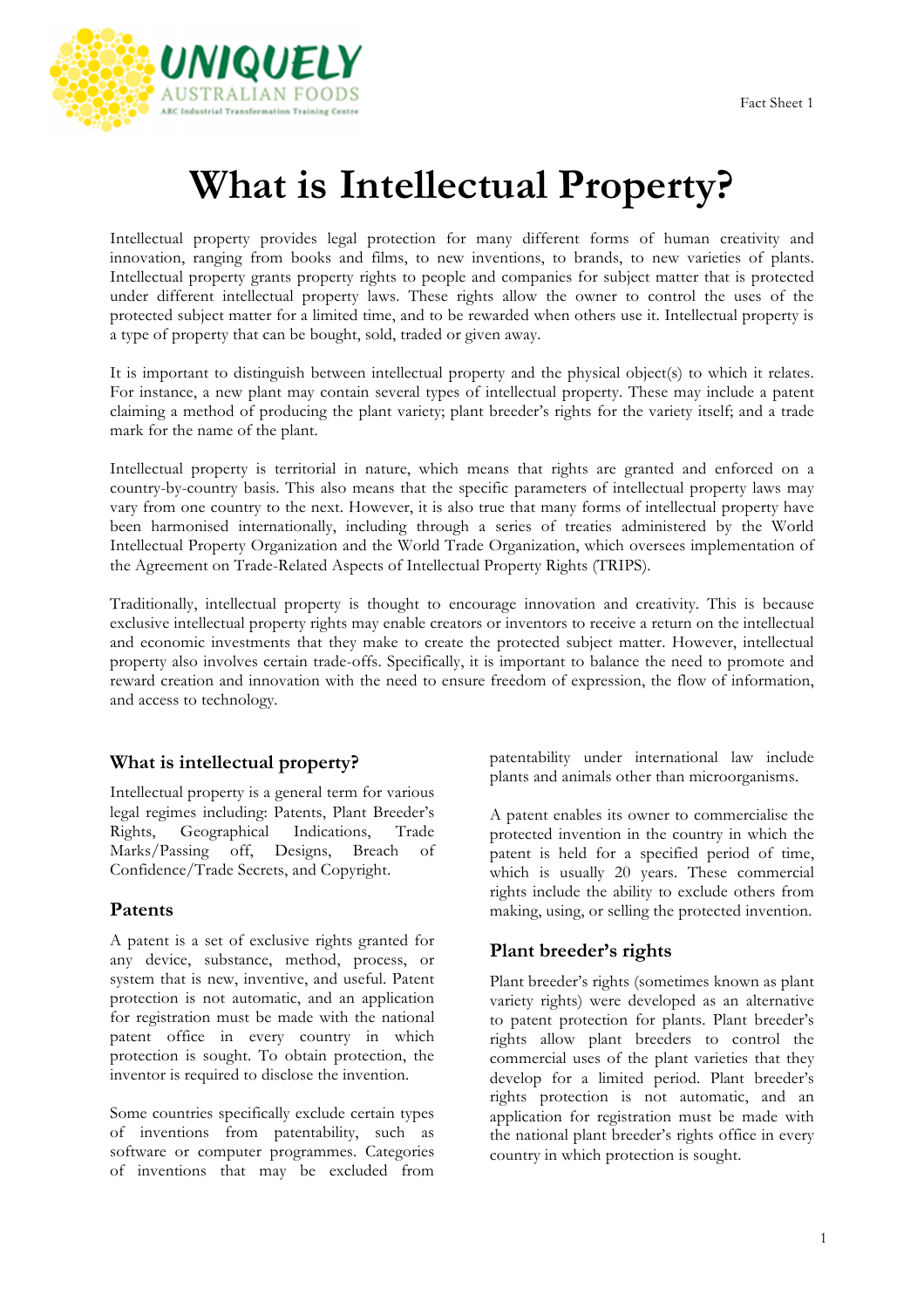# What is Intellectual Property?

Intellectual property provides legal protection for many different forms of human creativity and innovation, ranging from books and films, to new inventions, to brands, to new varieties of plants. Intellectual property grants property rights to people and companies for subject matter that is protected under different intellectual property laws. These rights allow the owner to control the uses of the protected subject matter for a limited time, and to be rewarded when others use it. Intellectual property is a type of property that can be bought, sold, traded or given away.

It is important to distinguish between intellectual property and the physical object(s) to which it relates. For instance, a new plant may contain several types of intellectual property. These may include a patent claiming a method of producing the plant variety; plant breeder's rights for the variety itself; and a trade mark for the name of the plant.

Intellectual property is territorial in nature, which means that rights are granted and enforced on a country-by-country basis. This also means that the specific parameters of intellectual property laws may vary from one country to the next. However, it is also true that many forms of intellectual property have been harmonised internationally, including through a series of treaties administered by the World Intellectual Property Organization and the World Trade Organization, which oversees implementation of the Agreement on Trade-Related Aspects of Intellectual Property Rights (TRIPS).

Traditionally, intellectual property is thought to encourage innovation and creativity. This is because exclusive intellectual property rights may enable creators or inventors to receive a return on the intellectual and economic investments that they make to create the protected subject matter. However, intellectual property also involves certain trade-offs. Specifically, it is important to balance the need to promote and reward creation and innovation with the need to ensure freedom of expression, the flow of information, and access to technology.

### What is intellectual property?

Intellectual property is a general term for various legal regimes including: Patents, Plant Breeder's Rights, Geographical Indications, Trade Marks/Passing off, Designs, Breach of Confidence/Trade Secrets, and Copyright.

### Patents

A patent is a set of exclusive rights granted for any device, substance, method, process, or system that is new, inventive, and useful. Patent protection is not automatic, and an application for registration must be made with the national patent office in every country in which protection is sought. To obtain protection, the inventor is required to disclose the invention.

Some countries specifically exclude certain types of inventions from patentability, such as software or computer programmes. Categories of inventions that may be excluded from patentability under international law include plants and animals other than microorganisms.

A patent enables its owner to commercialise the protected invention in the country in which the patent is held for a specified period of time, which is usually 20 years. These commercial rights include the ability to exclude others from making, using, or selling the protected invention.

### Plant breeder's rights

Plant breeder's rights (sometimes known as plant variety rights) were developed as an alternative to patent protection for plants. Plant breeder's rights allow plant breeders to control the commercial uses of the plant varieties that they develop for a limited period. Plant breeder's rights protection is not automatic, and an application for registration must be made with the national plant breeder's rights office in every country in which protection is sought.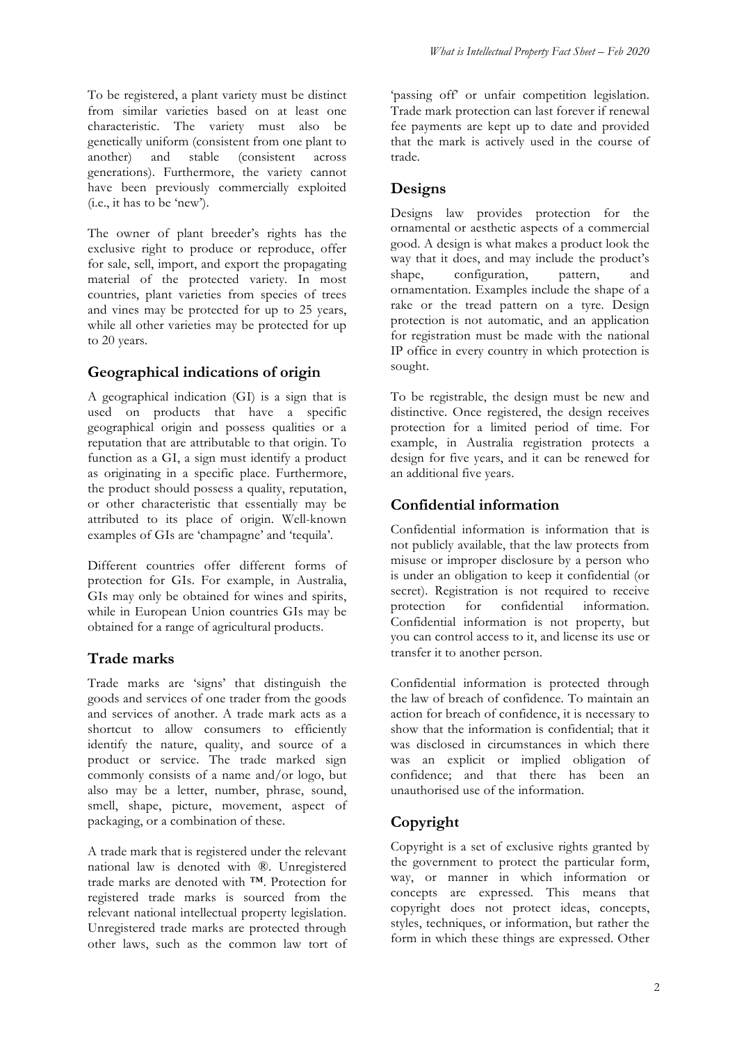To be registered, a plant variety must be distinct from similar varieties based on at least one characteristic. The variety must also be genetically uniform (consistent from one plant to another) and stable (consistent across generations). Furthermore, the variety cannot have been previously commercially exploited (i.e., it has to be 'new').

The owner of plant breeder's rights has the exclusive right to produce or reproduce, offer for sale, sell, import, and export the propagating material of the protected variety. In most countries, plant varieties from species of trees and vines may be protected for up to 25 years, while all other varieties may be protected for up to 20 years.

## Geographical indications of origin

A geographical indication (GI) is a sign that is used on products that have a specific geographical origin and possess qualities or a reputation that are attributable to that origin. To function as a GI, a sign must identify a product as originating in a specific place. Furthermore, the product should possess a quality, reputation, or other characteristic that essentially may be attributed to its place of origin. Well-known examples of GIs are 'champagne' and 'tequila'.

Different countries offer different forms of protection for GIs. For example, in Australia, GIs may only be obtained for wines and spirits, while in European Union countries GIs may be obtained for a range of agricultural products.

## Trade marks

Trade marks are 'signs' that distinguish the goods and services of one trader from the goods and services of another. A trade mark acts as a shortcut to allow consumers to efficiently identify the nature, quality, and source of a product or service. The trade marked sign commonly consists of a name and/or logo, but also may be a letter, number, phrase, sound, smell, shape, picture, movement, aspect of packaging, or a combination of these.

A trade mark that is registered under the relevant national law is denoted with ®. Unregistered trade marks are denoted with ™. Protection for registered trade marks is sourced from the relevant national intellectual property legislation. Unregistered trade marks are protected through other laws, such as the common law tort of 'passing off' or unfair competition legislation. Trade mark protection can last forever if renewal fee payments are kept up to date and provided that the mark is actively used in the course of trade.

## Designs

Designs law provides protection for the ornamental or aesthetic aspects of a commercial good. A design is what makes a product look the way that it does, and may include the product's shape, configuration, pattern, and ornamentation. Examples include the shape of a rake or the tread pattern on a tyre. Design protection is not automatic, and an application for registration must be made with the national IP office in every country in which protection is sought.

To be registrable, the design must be new and distinctive. Once registered, the design receives protection for a limited period of time. For example, in Australia registration protects a design for five years, and it can be renewed for an additional five years.

## Confidential information

Confidential information is information that is not publicly available, that the law protects from misuse or improper disclosure by a person who is under an obligation to keep it confidential (or secret). Registration is not required to receive protection for confidential information. Confidential information is not property, but you can control access to it, and license its use or transfer it to another person.

Confidential information is protected through the law of breach of confidence. To maintain an action for breach of confidence, it is necessary to show that the information is confidential; that it was disclosed in circumstances in which there was an explicit or implied obligation of confidence; and that there has been an unauthorised use of the information.

## Copyright

Copyright is a set of exclusive rights granted by the government to protect the particular form, way, or manner in which information or concepts are expressed. This means that copyright does not protect ideas, concepts, styles, techniques, or information, but rather the form in which these things are expressed. Other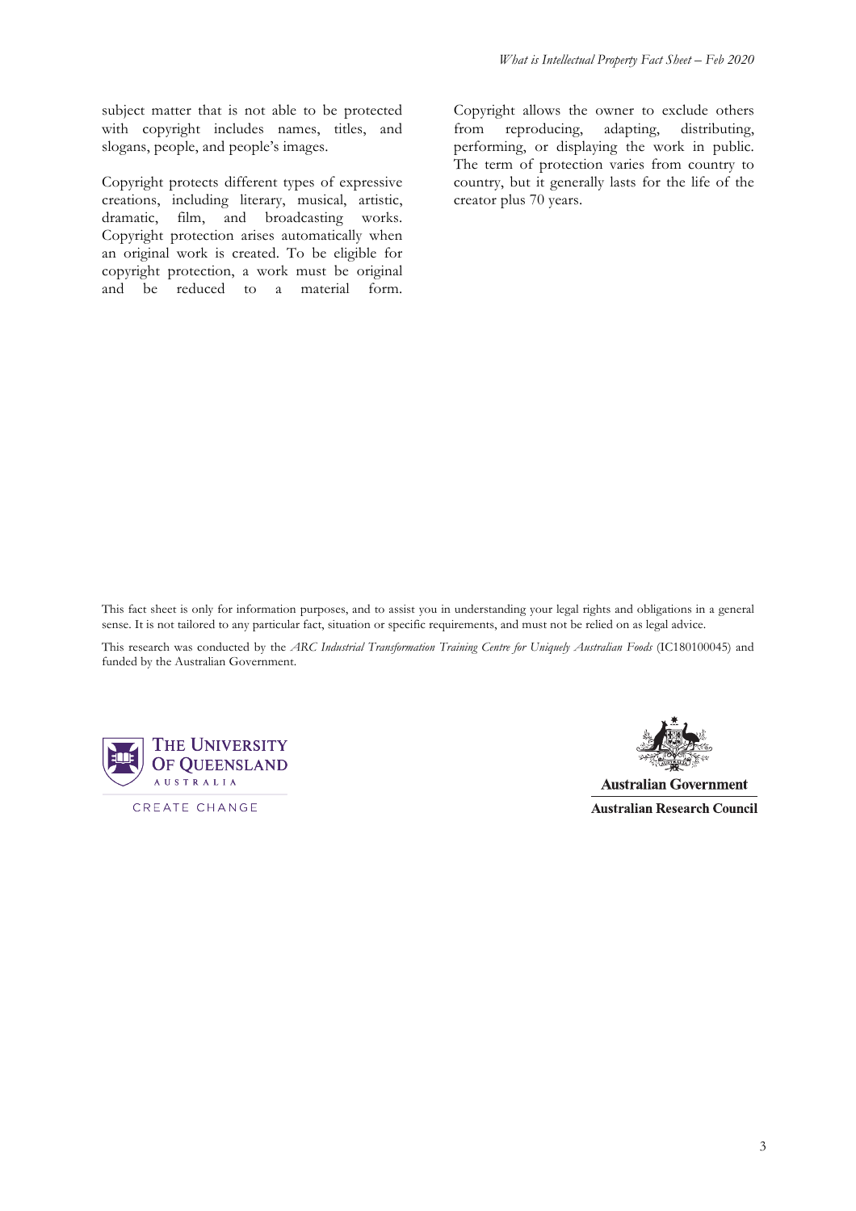subject matter that is not able to be protected with copyright includes names, titles, and slogans, people, and people's images.

Copyright protects different types of expressive creations, including literary, musical, artistic, dramatic, film, and broadcasting works. Copyright protection arises automatically when an original work is created. To be eligible for copyright protection, a work must be original and be reduced to a material form.

Copyright allows the owner to exclude others from reproducing, adapting, distributing, performing, or displaying the work in public. The term of protection varies from country to country, but it generally lasts for the life of the creator plus 70 years.

This fact sheet is only for information purposes, and to assist you in understanding your legal rights and obligations in a general sense. It is not tailored to any particular fact, situation or specific requirements, and must not be relied on as legal advice.

This research was conducted by the *ARC Industrial Transformation Training Centre for Uniquely Australian Foods* (IC180100045) and funded by the Australian Government.

THE UNIVERSITY OF QUEENSLAND AUSTRALIA

CREATE CHANGE

Australian Government

Australian Research Council